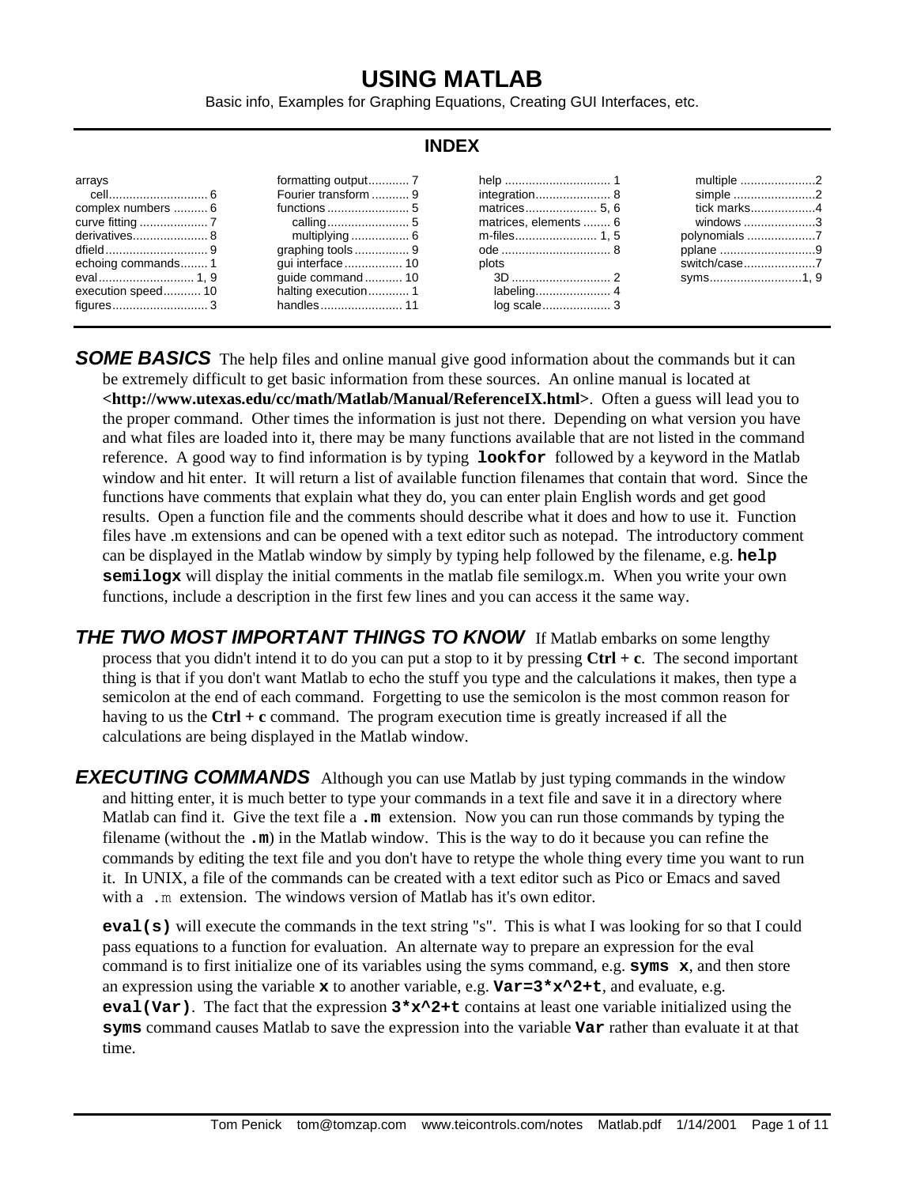# USING MATLAB

Basic info, Examples for Graphing Equations, Creating GUI Interfaces, etc.

## INDEX

arrays
- cell ........ 6

complex numbers ........ 6
curve fitting ........ 7
derivatives ........ 8
dfield ........ 9
echoing commands ........ 1
eval ........ 1, 9
execution speed ........ 10
figures ........ 3
formatting output ........ 7
Fourier transform ........ 9
functions ........ 5
- calling ........ 5
- multiplying ........ 6

graphing tools ........ 9
gui interface ........ 10
guide command ........ 10
halting execution ........ 1
handles ........ 11
help ........ 1
integration ........ 8
matrices ........ 5, 6
matrices, elements ........ 6
m-files ........ 1, 5
ode ........ 8
plots
- 3D ........ 2
- labeling ........ 4
- log scale ........ 3
- multiple ........ 2
- simple ........ 2
- tick marks ........ 4
- windows ........ 3

polynomials ........ 7
pplane ........ 9
switch/case ........ 7
syms ........ 1, 9

***SOME BASICS*** The help files and online manual give good information about the commands but it can be extremely difficult to get basic information from these sources. An online manual is located at **<http://www.utexas.edu/cc/math/Matlab/Manual/ReferenceIX.html>**. Often a guess will lead you to the proper command. Other times the information is just not there. Depending on what version you have and what files are loaded into it, there may be many functions available that are not listed in the command reference. A good way to find information is by typing **`lookfor`** followed by a keyword in the Matlab window and hit enter. It will return a list of available function filenames that contain that word. Since the functions have comments that explain what they do, you can enter plain English words and get good results. Open a function file and the comments should describe what it does and how to use it. Function files have .m extensions and can be opened with a text editor such as notepad. The introductory comment can be displayed in the Matlab window by simply by typing help followed by the filename, e.g. **`help semilogx`** will display the initial comments in the matlab file semilogx.m. When you write your own functions, include a description in the first few lines and you can access it the same way.

***THE TWO MOST IMPORTANT THINGS TO KNOW*** If Matlab embarks on some lengthy process that you didn't intend it to do you can put a stop to it by pressing **Ctrl + c**. The second important thing is that if you don't want Matlab to echo the stuff you type and the calculations it makes, then type a semicolon at the end of each command. Forgetting to use the semicolon is the most common reason for having to us the **Ctrl + c** command. The program execution time is greatly increased if all the calculations are being displayed in the Matlab window.

***EXECUTING COMMANDS*** Although you can use Matlab by just typing commands in the window and hitting enter, it is much better to type your commands in a text file and save it in a directory where Matlab can find it. Give the text file a **`.m`** extension. Now you can run those commands by typing the filename (without the **`.m`**) in the Matlab window. This is the way to do it because you can refine the commands by editing the text file and you don't have to retype the whole thing every time you want to run it. In UNIX, a file of the commands can be created with a text editor such as Pico or Emacs and saved with a `.m` extension. The windows version of Matlab has it's own editor.

**`eval(s)`** will execute the commands in the text string "s". This is what I was looking for so that I could pass equations to a function for evaluation. An alternate way to prepare an expression for the eval command is to first initialize one of its variables using the syms command, e.g. **`syms x`**, and then store an expression using the variable **`x`** to another variable, e.g. **`Var=3*x^2+t`**, and evaluate, e.g. **`eval(Var)`**. The fact that the expression **`3*x^2+t`** contains at least one variable initialized using the **`syms`** command causes Matlab to save the expression into the variable **`Var`** rather than evaluate it at that time.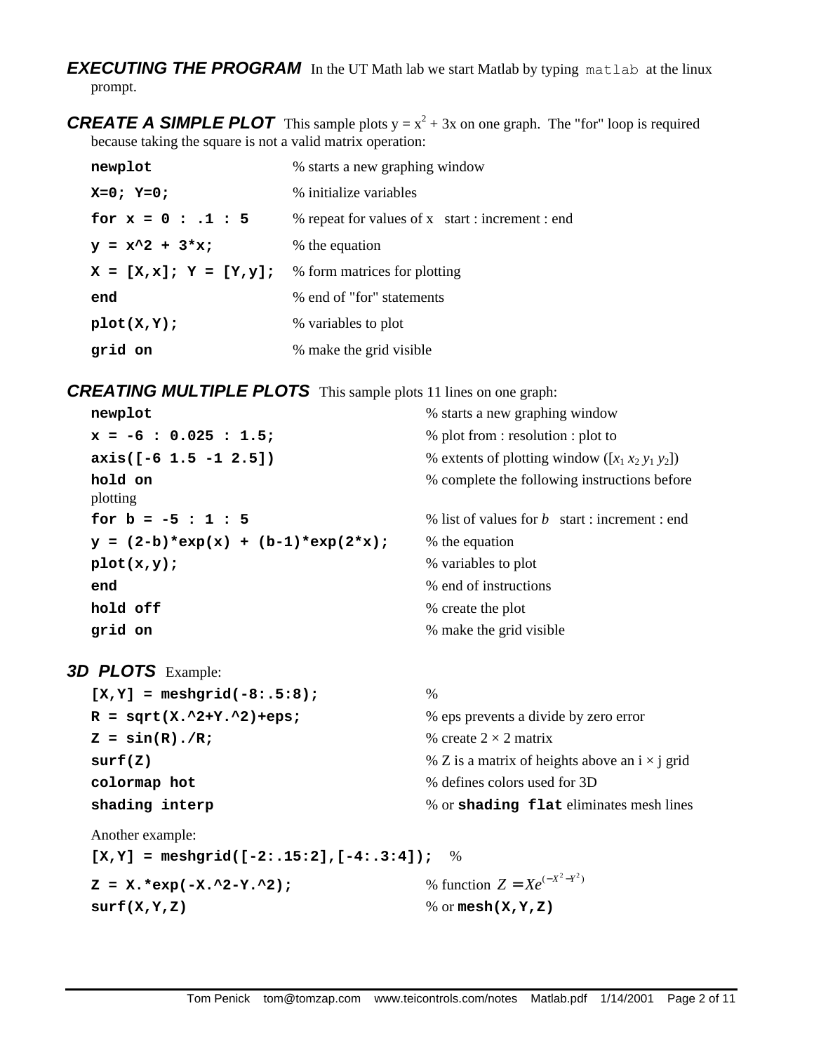***EXECUTING THE PROGRAM*** In the UT Math lab we start Matlab by typing `matlab` at the linux prompt.

***CREATE A SIMPLE PLOT*** This sample plots $y = x^2 + 3x$ on one graph. The "for" loop is required because taking the square is not a valid matrix operation:

```
newplot                    % starts a new graphing window
X=0; Y=0;                  % initialize variables
for x = 0 : .1 : 5         % repeat for values of x   start : increment : end
y = x^2 + 3*x;             % the equation
X = [X,x]; Y = [Y,y];      % form matrices for plotting
end                        % end of "for" statements
plot(X,Y);                 % variables to plot
grid on                    % make the grid visible
```

***CREATING MULTIPLE PLOTS*** This sample plots 11 lines on one graph:

```
newplot                                  % starts a new graphing window
x = -6 : 0.025 : 1.5;                    % plot from : resolution : plot to
axis([-6 1.5 -1 2.5])                    % extents of plotting window ([x1 x2 y1 y2])
hold on                                  % complete the following instructions before plotting
for b = -5 : 1 : 5                       % list of values for b   start : increment : end
y = (2-b)*exp(x) + (b-1)*exp(2*x);       % the equation
plot(x,y);                               % variables to plot
end                                      % end of instructions
hold off                                 % create the plot
grid on                                  % make the grid visible
```

***3D PLOTS*** Example:

```
[X,Y] = meshgrid(-8:.5:8);               %
R = sqrt(X.^2+Y.^2)+eps;                 % eps prevents a divide by zero error
Z = sin(R)./R;                           % create 2 × 2 matrix
surf(Z)                                  % Z is a matrix of heights above an i × j grid
colormap hot                             % defines colors used for 3D
shading interp                           % or shading flat eliminates mesh lines
```

Another example:

```
[X,Y] = meshgrid([-2:.15:2],[-4:.3:4]);  %
Z = X.*exp(-X.^2-Y.^2);                  % function Z = Xe^(-X^2-Y^2)
surf(X,Y,Z)                              % or mesh(X,Y,Z)
```

(The function is $Z = Xe^{(-X^2-Y^2)}$.)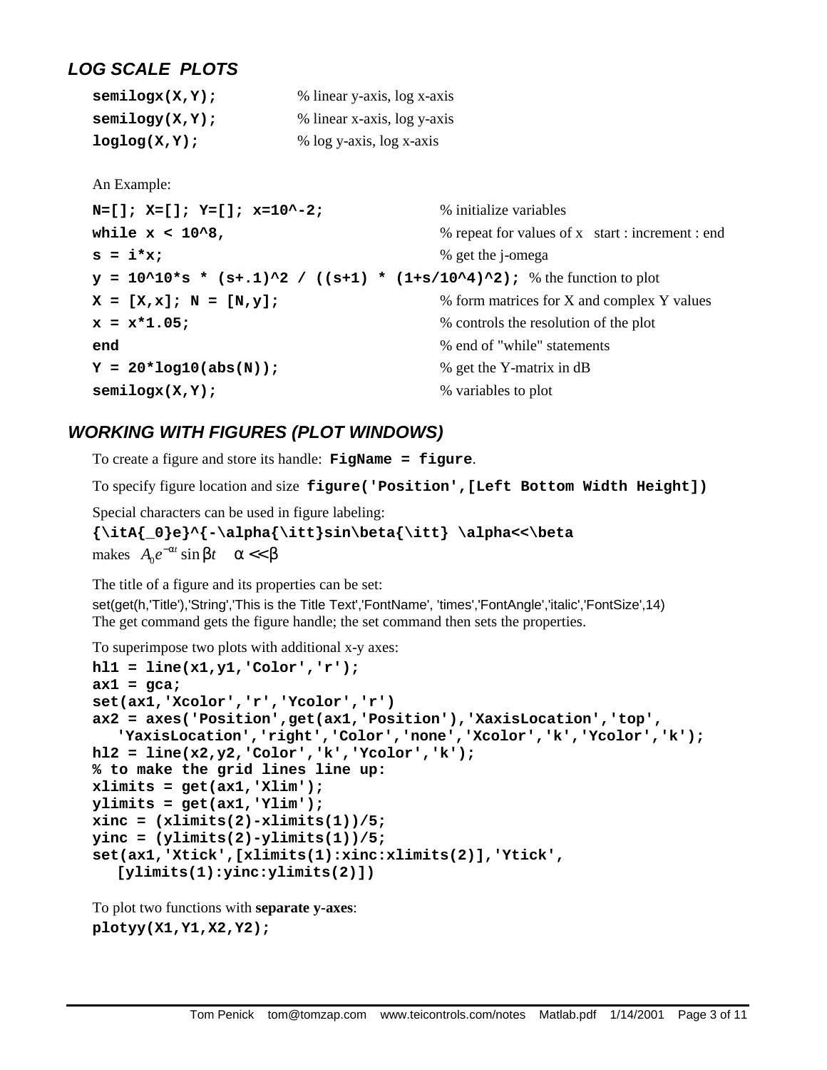## *LOG SCALE PLOTS*

```
semilogx(X,Y);          % linear y-axis, log x-axis
semilogy(X,Y);          % linear x-axis, log y-axis
loglog(X,Y);            % log y-axis, log x-axis
```

An Example:

```
N=[]; X=[]; Y=[]; x=10^-2;                          % initialize variables
while x < 10^8,                                     % repeat for values of x   start : increment : end
s = i*x;                                            % get the j-omega
y = 10^10*s * (s+.1)^2 / ((s+1) * (1+s/10^4)^2);   % the function to plot
X = [X,x]; N = [N,y];                               % form matrices for X and complex Y values
x = x*1.05;                                         % controls the resolution of the plot
end                                                 % end of "while" statements
Y = 20*log10(abs(N));                               % get the Y-matrix in dB
semilogx(X,Y);                                      % variables to plot
```

## *WORKING WITH FIGURES (PLOT WINDOWS)*

To create a figure and store its handle: **`FigName = figure`**.

To specify figure location and size **`figure('Position',[Left Bottom Width Height])`**

Special characters can be used in figure labeling:

**`{\itA{_0}e}^{-\alpha{\itt}sin\beta{\itt} \alpha<<\beta`**

makes $A_0 e^{-\alpha t} \sin \beta t \quad \alpha << \beta$

The title of a figure and its properties can be set:

set(get(h,'Title'),'String','This is the Title Text','FontName', 'times','FontAngle','italic','FontSize',14)

The get command gets the figure handle; the set command then sets the properties.

To superimpose two plots with additional x-y axes:

```
hl1 = line(x1,y1,'Color','r');
ax1 = gca;
set(ax1,'Xcolor','r','Ycolor','r')
ax2 = axes('Position',get(ax1,'Position'),'XaxisLocation','top',
   'YaxisLocation','right','Color','none','Xcolor','k','Ycolor','k');
hl2 = line(x2,y2,'Color','k','Ycolor','k');
% to make the grid lines line up:
xlimits = get(ax1,'Xlim');
ylimits = get(ax1,'Ylim');
xinc = (xlimits(2)-xlimits(1))/5;
yinc = (ylimits(2)-ylimits(1))/5;
set(ax1,'Xtick',[xlimits(1):xinc:xlimits(2)],'Ytick',
   [ylimits(1):yinc:ylimits(2)])
```

To plot two functions with **separate y-axes**:

```
plotyy(X1,Y1,X2,Y2);
```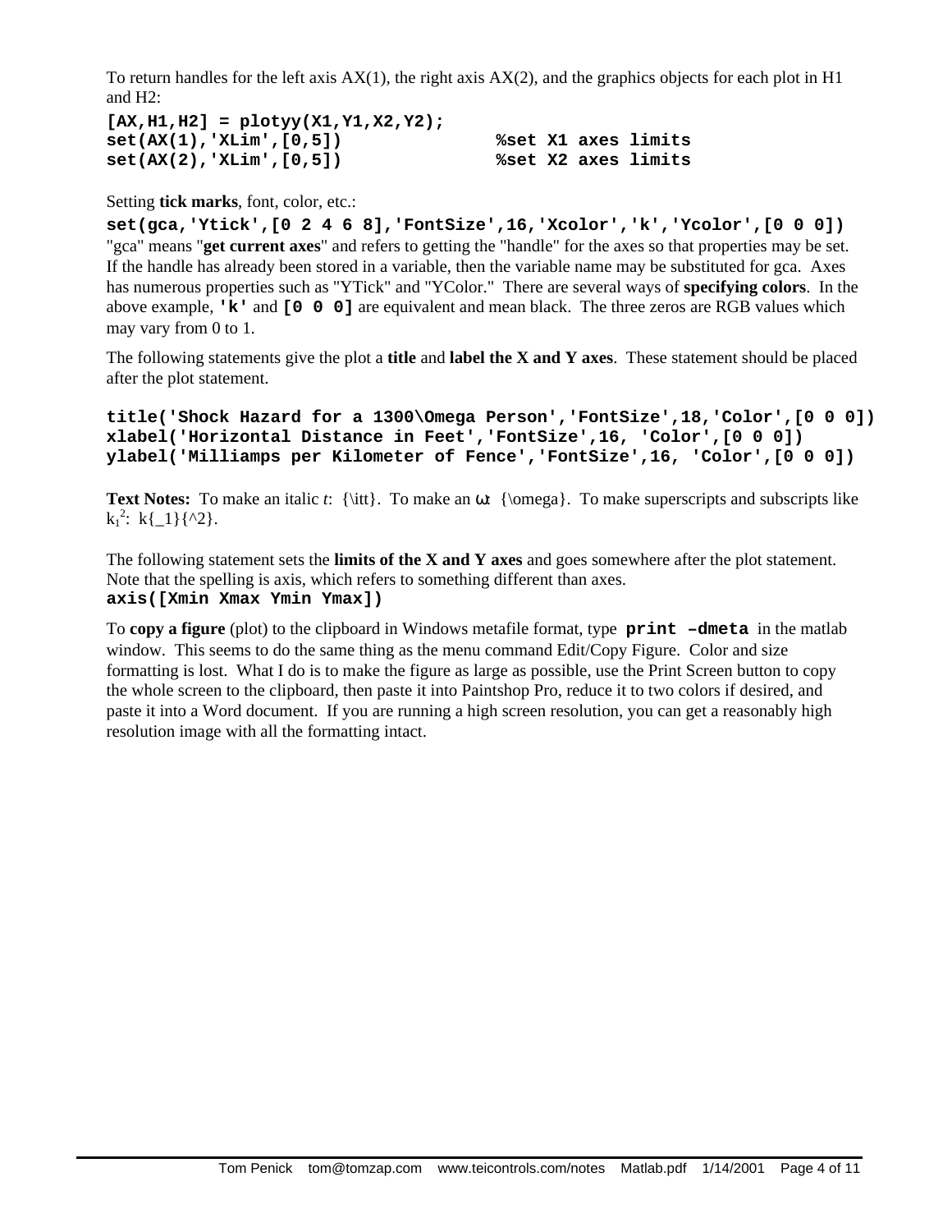To return handles for the left axis AX(1), the right axis AX(2), and the graphics objects for each plot in H1 and H2:

```
[AX,H1,H2] = plotyy(X1,Y1,X2,Y2);
set(AX(1),'XLim',[0,5])             %set X1 axes limits
set(AX(2),'XLim',[0,5])             %set X2 axes limits
```

Setting **tick marks**, font, color, etc.:

```
set(gca,'Ytick',[0 2 4 6 8],'FontSize',16,'Xcolor','k','Ycolor',[0 0 0])
```

"gca" means "**get current axes**" and refers to getting the "handle" for the axes so that properties may be set. If the handle has already been stored in a variable, then the variable name may be substituted for gca. Axes has numerous properties such as "YTick" and "YColor." There are several ways of **specifying colors**. In the above example, **`'k'`** and **`[0 0 0]`** are equivalent and mean black. The three zeros are RGB values which may vary from 0 to 1.

The following statements give the plot a **title** and **label the X and Y axes**. These statement should be placed after the plot statement.

```
title('Shock Hazard for a 1300\Omega Person','FontSize',18,'Color',[0 0 0])
xlabel('Horizontal Distance in Feet','FontSize',16, 'Color',[0 0 0])
ylabel('Milliamps per Kilometer of Fence','FontSize',16, 'Color',[0 0 0])
```

**Text Notes:** To make an italic *t*: {\itt}. To make an ω: {\omega}. To make superscripts and subscripts like $k_1^2$: k{_1}{^2}.

The following statement sets the **limits of the X and Y axes** and goes somewhere after the plot statement. Note that the spelling is axis, which refers to something different than axes.

```
axis([Xmin Xmax Ymin Ymax])
```

To **copy a figure** (plot) to the clipboard in Windows metafile format, type **`print –dmeta`** in the matlab window. This seems to do the same thing as the menu command Edit/Copy Figure. Color and size formatting is lost. What I do is to make the figure as large as possible, use the Print Screen button to copy the whole screen to the clipboard, then paste it into Paintshop Pro, reduce it to two colors if desired, and paste it into a Word document. If you are running a high screen resolution, you can get a reasonably high resolution image with all the formatting intact.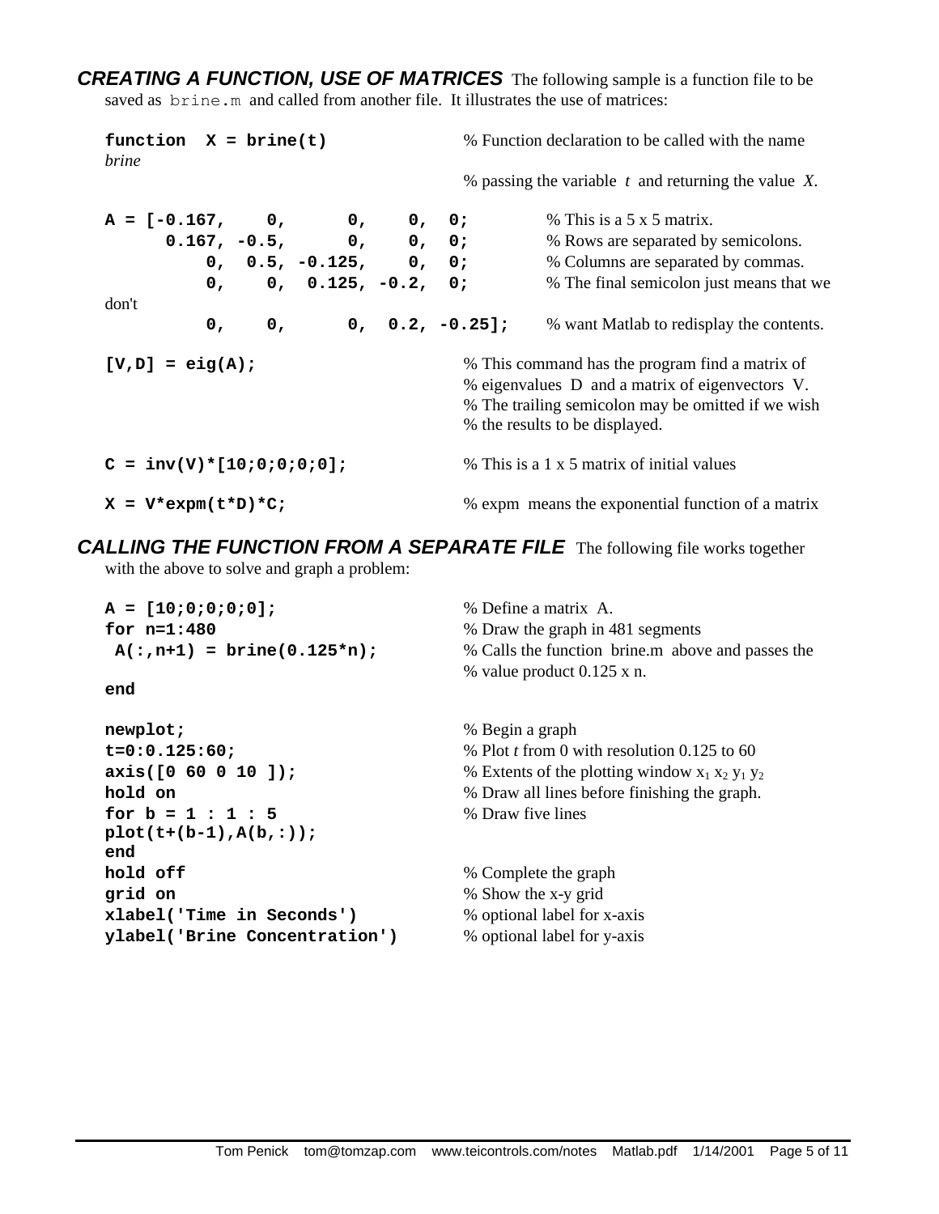**_CREATING A FUNCTION, USE OF MATRICES_** The following sample is a function file to be saved as `brine.m` and called from another file. It illustrates the use of matrices:

```
function  X = brine(t)              % Function declaration to be called with the name brine
                                    % passing the variable  t  and returning the value  X.

A = [-0.167,    0,      0,    0,  0;        % This is a 5 x 5 matrix.
      0.167, -0.5,      0,    0,  0;        % Rows are separated by semicolons.
          0,  0.5, -0.125,    0,  0;        % Columns are separated by commas.
          0,    0,  0.125, -0.2,  0;        % The final semicolon just means that we don't
          0,    0,      0,  0.2, -0.25];    % want Matlab to redisplay the contents.

[V,D] = eig(A);                     % This command has the program find a matrix of
                                    % eigenvalues  D  and a matrix of eigenvectors  V.
                                    % The trailing semicolon may be omitted if we wish
                                    % the results to be displayed.

C = inv(V)*[10;0;0;0;0];            % This is a 1 x 5 matrix of initial values

X = V*expm(t*D)*C;                  % expm  means the exponential function of a matrix
```

**_CALLING THE FUNCTION FROM A SEPARATE FILE_** The following file works together with the above to solve and graph a problem:

```
A = [10;0;0;0;0];                   % Define a matrix  A.
for n=1:480                         % Draw the graph in 481 segments
 A(:,n+1) = brine(0.125*n);         % Calls the function  brine.m  above and passes the
                                    % value product 0.125 x n.
end

newplot;                            % Begin a graph
t=0:0.125:60;                       % Plot t from 0 with resolution 0.125 to 60
axis([0 60 0 10 ]);                 % Extents of the plotting window x1 x2 y1 y2
hold on                             % Draw all lines before finishing the graph.
for b = 1 : 1 : 5                   % Draw five lines
plot(t+(b-1),A(b,:));
end
hold off                            % Complete the graph
grid on                             % Show the x-y grid
xlabel('Time in Seconds')           % optional label for x-axis
ylabel('Brine Concentration')       % optional label for y-axis
```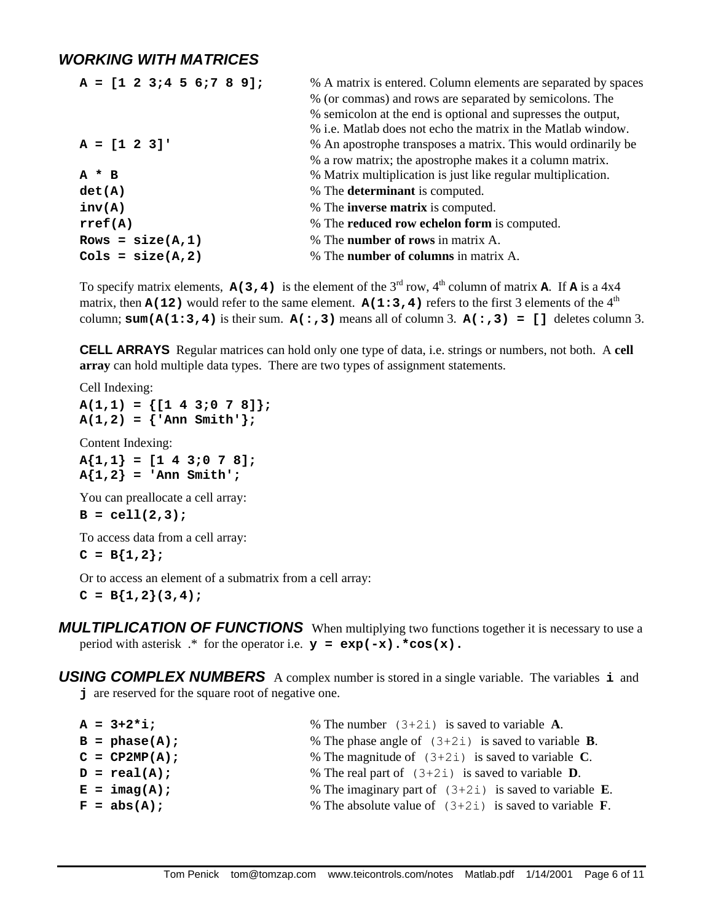## *WORKING WITH MATRICES*

```
A = [1 2 3;4 5 6;7 8 9];     % A matrix is entered. Column elements are separated by spaces
                             % (or commas) and rows are separated by semicolons. The
                             % semicolon at the end is optional and supresses the output,
                             % i.e. Matlab does not echo the matrix in the Matlab window.
A = [1 2 3]'                 % An apostrophe transposes a matrix. This would ordinarily be
                             % a row matrix; the apostrophe makes it a column matrix.
A * B                        % Matrix multiplication is just like regular multiplication.
det(A)                       % The determinant is computed.
inv(A)                       % The inverse matrix is computed.
rref(A)                      % The reduced row echelon form is computed.
Rows = size(A,1)             % The number of rows in matrix A.
Cols = size(A,2)             % The number of columns in matrix A.
```

To specify matrix elements, **`A(3,4)`** is the element of the 3rd row, 4th column of matrix **A**. If **A** is a 4x4 matrix, then **`A(12)`** would refer to the same element. **`A(1:3,4)`** refers to the first 3 elements of the 4th column; **`sum(A(1:3,4)`** is their sum. **`A(:,3)`** means all of column 3. **`A(:,3) = []`** deletes column 3.

**CELL ARRAYS** Regular matrices can hold only one type of data, i.e. strings or numbers, not both. A **cell array** can hold multiple data types. There are two types of assignment statements.

Cell Indexing:

```
A(1,1) = {[1 4 3;0 7 8]};
A(1,2) = {'Ann Smith'};
```

Content Indexing:

```
A{1,1} = [1 4 3;0 7 8];
A{1,2} = 'Ann Smith';
```

You can preallocate a cell array:

```
B = cell(2,3);
```

To access data from a cell array:

```
C = B{1,2};
```

Or to access an element of a submatrix from a cell array:

```
C = B{1,2}(3,4);
```

***MULTIPLICATION OF FUNCTIONS*** When multiplying two functions together it is necessary to use a period with asterisk .* for the operator i.e. **`y = exp(-x).*cos(x).`**

***USING COMPLEX NUMBERS*** A complex number is stored in a single variable. The variables **`i`** and **`j`** are reserved for the square root of negative one.

```
A = 3+2*i;          % The number (3+2i) is saved to variable A.
B = phase(A);       % The phase angle of (3+2i) is saved to variable B.
C = CP2MP(A);       % The magnitude of (3+2i) is saved to variable C.
D = real(A);        % The real part of (3+2i) is saved to variable D.
E = imag(A);        % The imaginary part of (3+2i) is saved to variable E.
F = abs(A);         % The absolute value of (3+2i) is saved to variable F.
```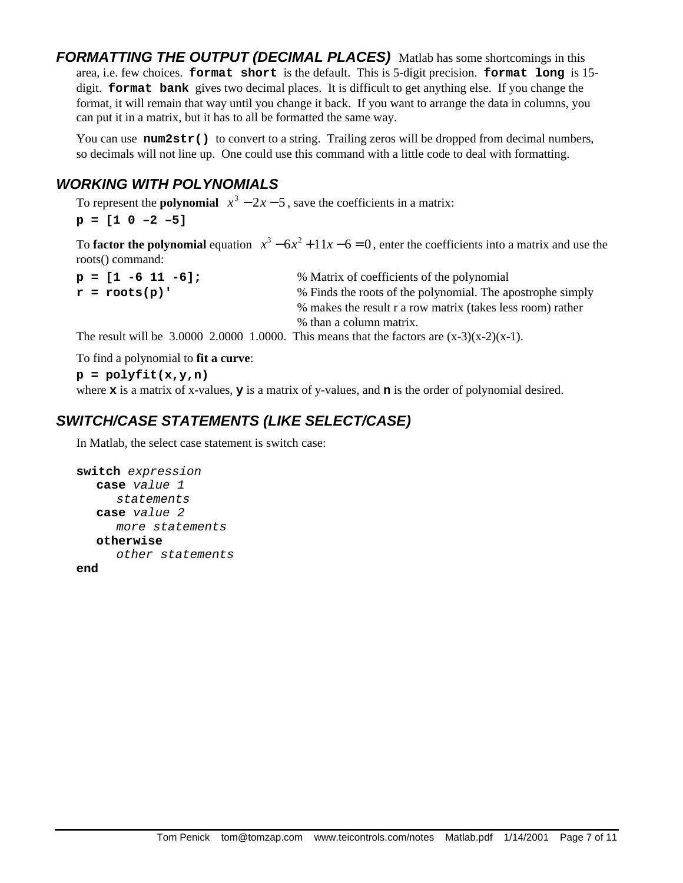### *FORMATTING THE OUTPUT (DECIMAL PLACES)*

Matlab has some shortcomings in this area, i.e. few choices. **`format short`** is the default. This is 5-digit precision. **`format long`** is 15-digit. **`format bank`** gives two decimal places. It is difficult to get anything else. If you change the format, it will remain that way until you change it back. If you want to arrange the data in columns, you can put it in a matrix, but it has to all be formatted the same way.

You can use **`num2str()`** to convert to a string. Trailing zeros will be dropped from decimal numbers, so decimals will not line up. One could use this command with a little code to deal with formatting.

### *WORKING WITH POLYNOMIALS*

To represent the **polynomial** $x^3 - 2x - 5$, save the coefficients in a matrix:

```
p = [1 0 –2 –5]
```

To **factor the polynomial** equation $x^3 - 6x^2 + 11x - 6 = 0$, enter the coefficients into a matrix and use the roots() command:

```
p = [1 -6 11 -6];        % Matrix of coefficients of the polynomial
r = roots(p)'            % Finds the roots of the polynomial. The apostrophe simply
                         % makes the result r a row matrix (takes less room) rather
                         % than a column matrix.
```

The result will be 3.0000 2.0000 1.0000. This means that the factors are (x-3)(x-2)(x-1).

To find a polynomial to **fit a curve**:

```
p = polyfit(x,y,n)
```

where **`x`** is a matrix of x-values, **`y`** is a matrix of y-values, and **`n`** is the order of polynomial desired.

### *SWITCH/CASE STATEMENTS (LIKE SELECT/CASE)*

In Matlab, the select case statement is switch case:

```
switch expression
   case value 1
      statements
   case value 2
      more statements
   otherwise
      other statements
end
```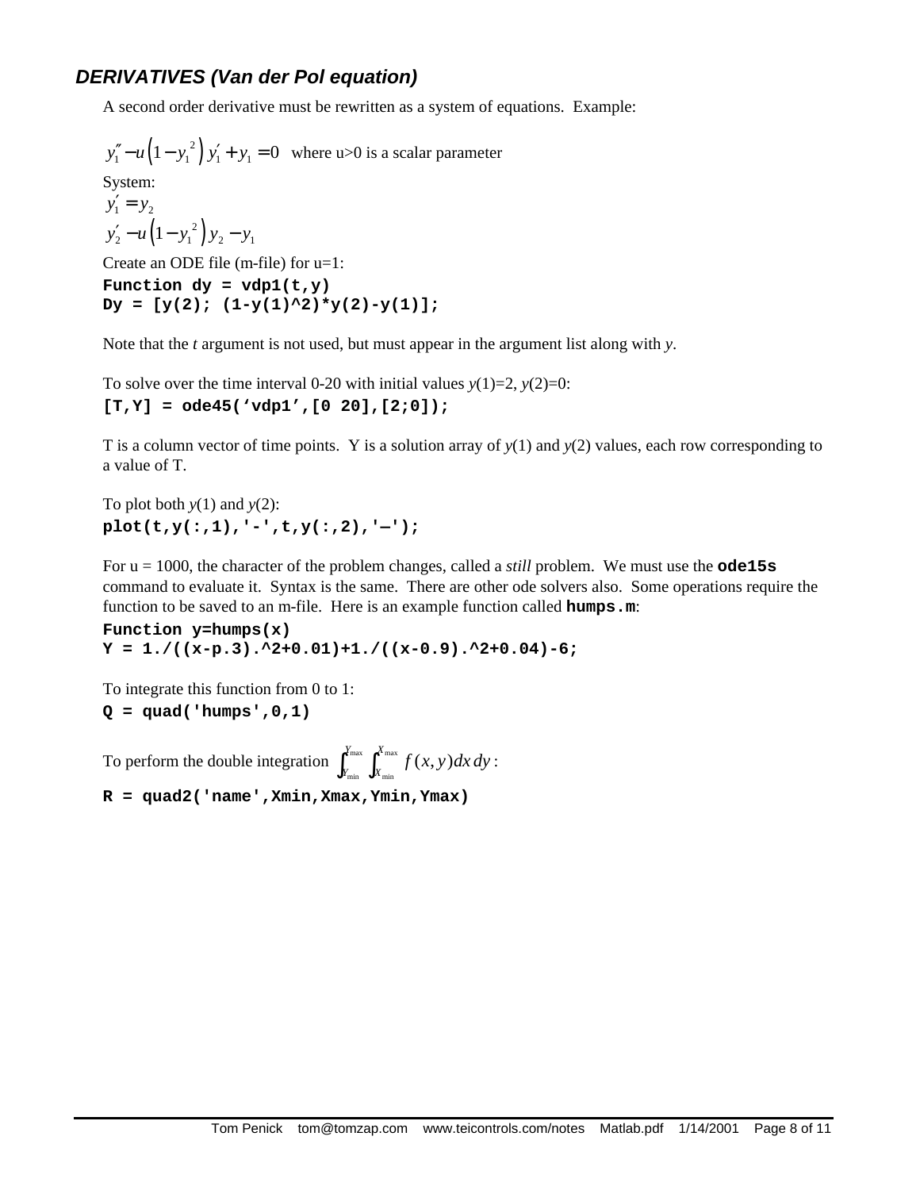### *DERIVATIVES (Van der Pol equation)*

A second order derivative must be rewritten as a system of equations. Example:

$y_1'' - u\left(1 - y_1^{\,2}\right) y_1' + y_1 = 0$ where u>0 is a scalar parameter

System:

$y_1' = y_2$

$y_2' - u\left(1 - y_1^{\,2}\right) y_2 - y_1$

Create an ODE file (m-file) for u=1:

```
Function dy = vdp1(t,y)
Dy = [y(2); (1-y(1)^2)*y(2)-y(1)];
```

Note that the *t* argument is not used, but must appear in the argument list along with *y*.

To solve over the time interval 0-20 with initial values *y*(1)=2, *y*(2)=0:

```
[T,Y] = ode45('vdp1',[0 20],[2;0]);
```

T is a column vector of time points. Y is a solution array of *y*(1) and *y*(2) values, each row corresponding to a value of T.

To plot both *y*(1) and *y*(2):

```
plot(t,y(:,1),'-',t,y(:,2),'—');
```

For u = 1000, the character of the problem changes, called a *still* problem. We must use the **ode15s** command to evaluate it. Syntax is the same. There are other ode solvers also. Some operations require the function to be saved to an m-file. Here is an example function called **humps.m**:

```
Function y=humps(x)
Y = 1./((x-p.3).^2+0.01)+1./((x-0.9).^2+0.04)-6;
```

To integrate this function from 0 to 1:

```
Q = quad('humps',0,1)
```

To perform the double integration $\int_{Y_{\min}}^{Y_{\max}} \int_{X_{\min}}^{X_{\max}} f(x,y)\,dx\,dy$ :

```
R = quad2('name',Xmin,Xmax,Ymin,Ymax)
```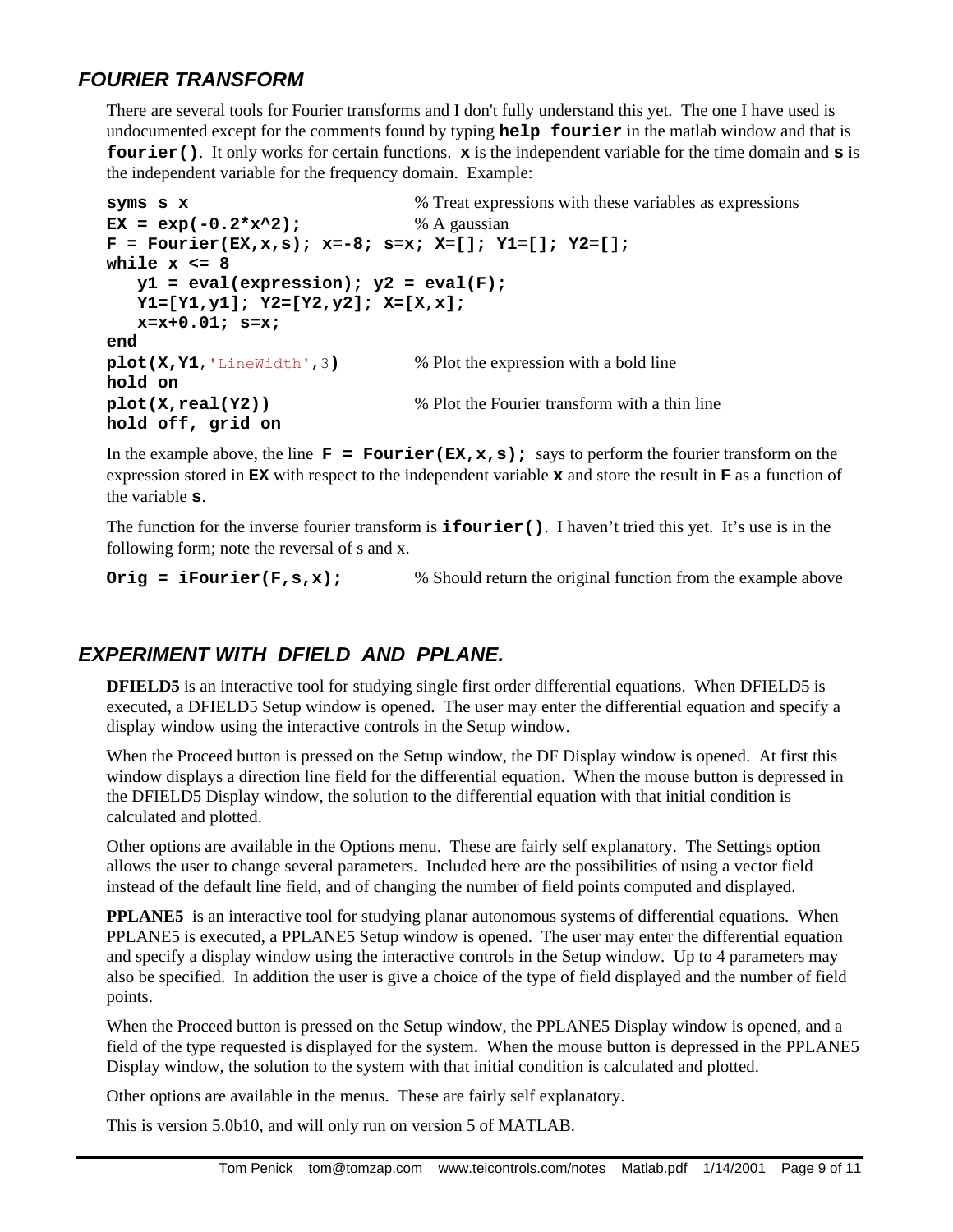## *FOURIER TRANSFORM*

There are several tools for Fourier transforms and I don't fully understand this yet. The one I have used is undocumented except for the comments found by typing **`help fourier`** in the matlab window and that is **`fourier()`**. It only works for certain functions. **`x`** is the independent variable for the time domain and **`s`** is the independent variable for the frequency domain. Example:

```
syms s x                         % Treat expressions with these variables as expressions
EX = exp(-0.2*x^2);              % A gaussian
F = Fourier(EX,x,s); x=-8; s=x; X=[]; Y1=[]; Y2=[];
while x <= 8
   y1 = eval(expression); y2 = eval(F);
   Y1=[Y1,y1]; Y2=[Y2,y2]; X=[X,x];
   x=x+0.01; s=x;
end
plot(X,Y1,'LineWidth',3)         % Plot the expression with a bold line
hold on
plot(X,real(Y2))                 % Plot the Fourier transform with a thin line
hold off, grid on
```

In the example above, the line **`F = Fourier(EX,x,s);`** says to perform the fourier transform on the expression stored in **`EX`** with respect to the independent variable **`x`** and store the result in **`F`** as a function of the variable **`s`**.

The function for the inverse fourier transform is **`ifourier()`**. I haven't tried this yet. It's use is in the following form; note the reversal of s and x.

```
Orig = iFourier(F,s,x);          % Should return the original function from the example above
```

## *EXPERIMENT WITH DFIELD AND PPLANE.*

**DFIELD5** is an interactive tool for studying single first order differential equations. When DFIELD5 is executed, a DFIELD5 Setup window is opened. The user may enter the differential equation and specify a display window using the interactive controls in the Setup window.

When the Proceed button is pressed on the Setup window, the DF Display window is opened. At first this window displays a direction line field for the differential equation. When the mouse button is depressed in the DFIELD5 Display window, the solution to the differential equation with that initial condition is calculated and plotted.

Other options are available in the Options menu. These are fairly self explanatory. The Settings option allows the user to change several parameters. Included here are the possibilities of using a vector field instead of the default line field, and of changing the number of field points computed and displayed.

**PPLANE5** is an interactive tool for studying planar autonomous systems of differential equations. When PPLANE5 is executed, a PPLANE5 Setup window is opened. The user may enter the differential equation and specify a display window using the interactive controls in the Setup window. Up to 4 parameters may also be specified. In addition the user is give a choice of the type of field displayed and the number of field points.

When the Proceed button is pressed on the Setup window, the PPLANE5 Display window is opened, and a field of the type requested is displayed for the system. When the mouse button is depressed in the PPLANE5 Display window, the solution to the system with that initial condition is calculated and plotted.

Other options are available in the menus. These are fairly self explanatory.

This is version 5.0b10, and will only run on version 5 of MATLAB.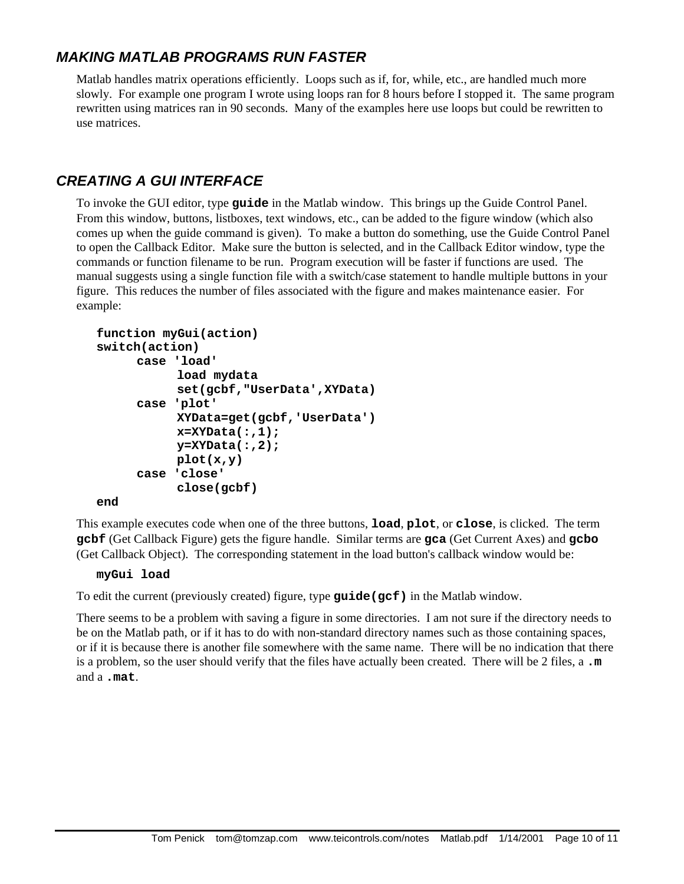## *MAKING MATLAB PROGRAMS RUN FASTER*

Matlab handles matrix operations efficiently. Loops such as if, for, while, etc., are handled much more slowly. For example one program I wrote using loops ran for 8 hours before I stopped it. The same program rewritten using matrices ran in 90 seconds. Many of the examples here use loops but could be rewritten to use matrices.

## *CREATING A GUI INTERFACE*

To invoke the GUI editor, type **`guide`** in the Matlab window. This brings up the Guide Control Panel. From this window, buttons, listboxes, text windows, etc., can be added to the figure window (which also comes up when the guide command is given). To make a button do something, use the Guide Control Panel to open the Callback Editor. Make sure the button is selected, and in the Callback Editor window, type the commands or function filename to be run. Program execution will be faster if functions are used. The manual suggests using a single function file with a switch/case statement to handle multiple buttons in your figure. This reduces the number of files associated with the figure and makes maintenance easier. For example:

```
function myGui(action)
switch(action)
      case 'load'
            load mydata
            set(gcbf,"UserData',XYData)
      case 'plot'
            XYData=get(gcbf,'UserData')
            x=XYData(:,1);
            y=XYData(:,2);
            plot(x,y)
      case 'close'
            close(gcbf)
end
```

This example executes code when one of the three buttons, **`load`**, **`plot`**, or **`close`**, is clicked. The term **`gcbf`** (Get Callback Figure) gets the figure handle. Similar terms are **`gca`** (Get Current Axes) and **`gcbo`** (Get Callback Object). The corresponding statement in the load button's callback window would be:

```
myGui load
```

To edit the current (previously created) figure, type **`guide(gcf)`** in the Matlab window.

There seems to be a problem with saving a figure in some directories. I am not sure if the directory needs to be on the Matlab path, or if it has to do with non-standard directory names such as those containing spaces, or if it is because there is another file somewhere with the same name. There will be no indication that there is a problem, so the user should verify that the files have actually been created. There will be 2 files, a **`.m`** and a **`.mat`**.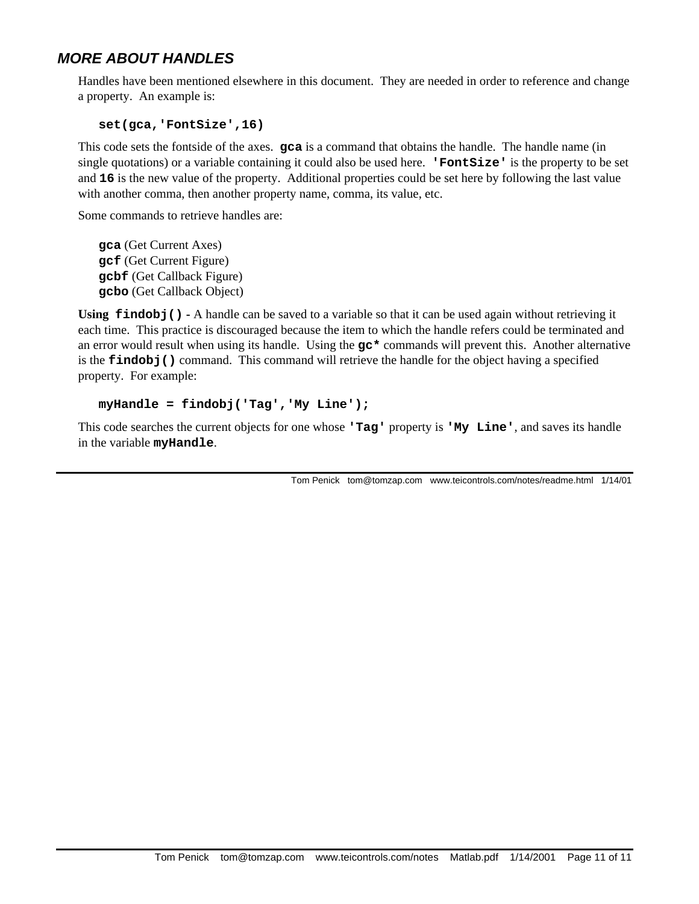## *MORE ABOUT HANDLES*

Handles have been mentioned elsewhere in this document. They are needed in order to reference and change a property. An example is:

```
set(gca,'FontSize',16)
```

This code sets the fontside of the axes. **`gca`** is a command that obtains the handle. The handle name (in single quotations) or a variable containing it could also be used here. **`'FontSize'`** is the property to be set and **`16`** is the new value of the property. Additional properties could be set here by following the last value with another comma, then another property name, comma, its value, etc.

Some commands to retrieve handles are:

**`gca`** (Get Current Axes)
**`gcf`** (Get Current Figure)
**`gcbf`** (Get Callback Figure)
**`gcbo`** (Get Callback Object)

**Using `findobj()`** - A handle can be saved to a variable so that it can be used again without retrieving it each time. This practice is discouraged because the item to which the handle refers could be terminated and an error would result when using its handle. Using the **`gc*`** commands will prevent this. Another alternative is the **`findobj()`** command. This command will retrieve the handle for the object having a specified property. For example:

```
myHandle = findobj('Tag','My Line');
```

This code searches the current objects for one whose **`'Tag'`** property is **`'My Line'`**, and saves its handle in the variable **`myHandle`**.

Tom Penick tom@tomzap.com www.teicontrols.com/notes/readme.html 1/14/01